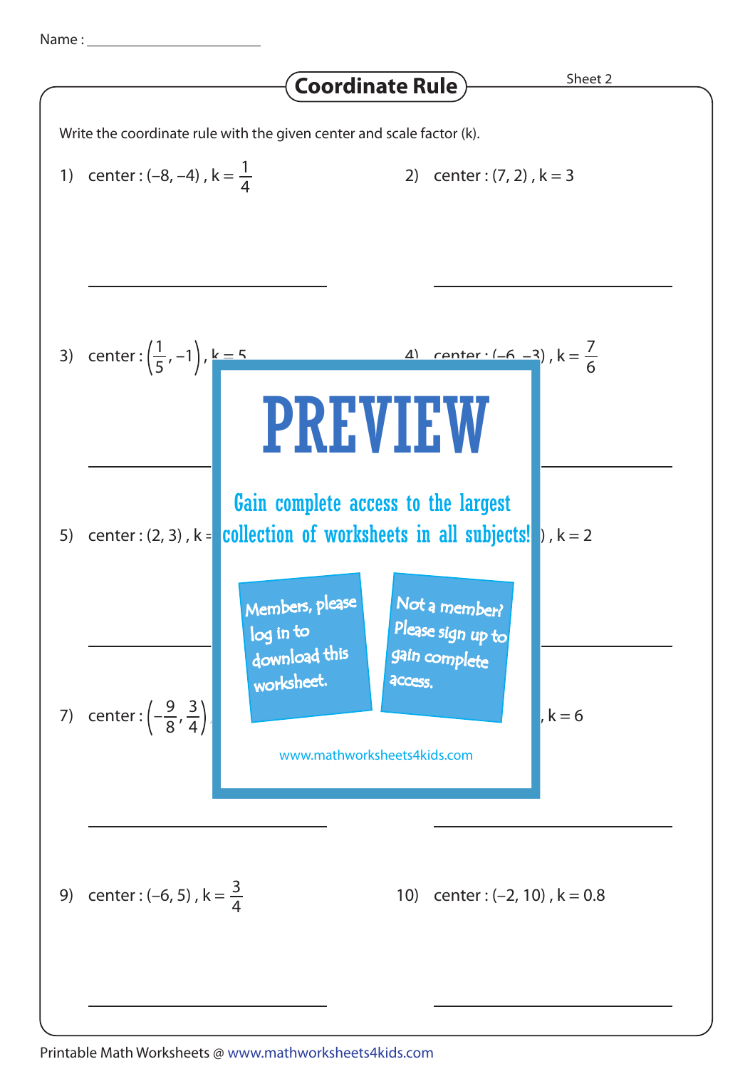Name : ______________________

# Coordinate Rule

Sheet 2

Write the coordinate rule with the given center and scale factor (k).

1) center : (–8, –4) , $k = \frac{1}{4}$

2) center : (7, 2) , k = 3

3) center : $\left(\frac{1}{5}, -1\right)$ , k = 5

4) center : (–6, –3) , $k = \frac{7}{6}$

5) center : (2, 3) , k =

6) ) , k = 2

7) center : $\left(-\frac{9}{8}, \frac{3}{4}\right)$

8) , k = 6

9) center : (–6, 5) , $k = \frac{3}{4}$

10) center : (–2, 10) , k = 0.8

PREVIEW

Gain complete access to the largest collection of worksheets in all subjects!

Members, please log in to download this worksheet.

Not a member? Please sign up to gain complete access.

www.mathworksheets4kids.com

Printable Math Worksheets @ www.mathworksheets4kids.com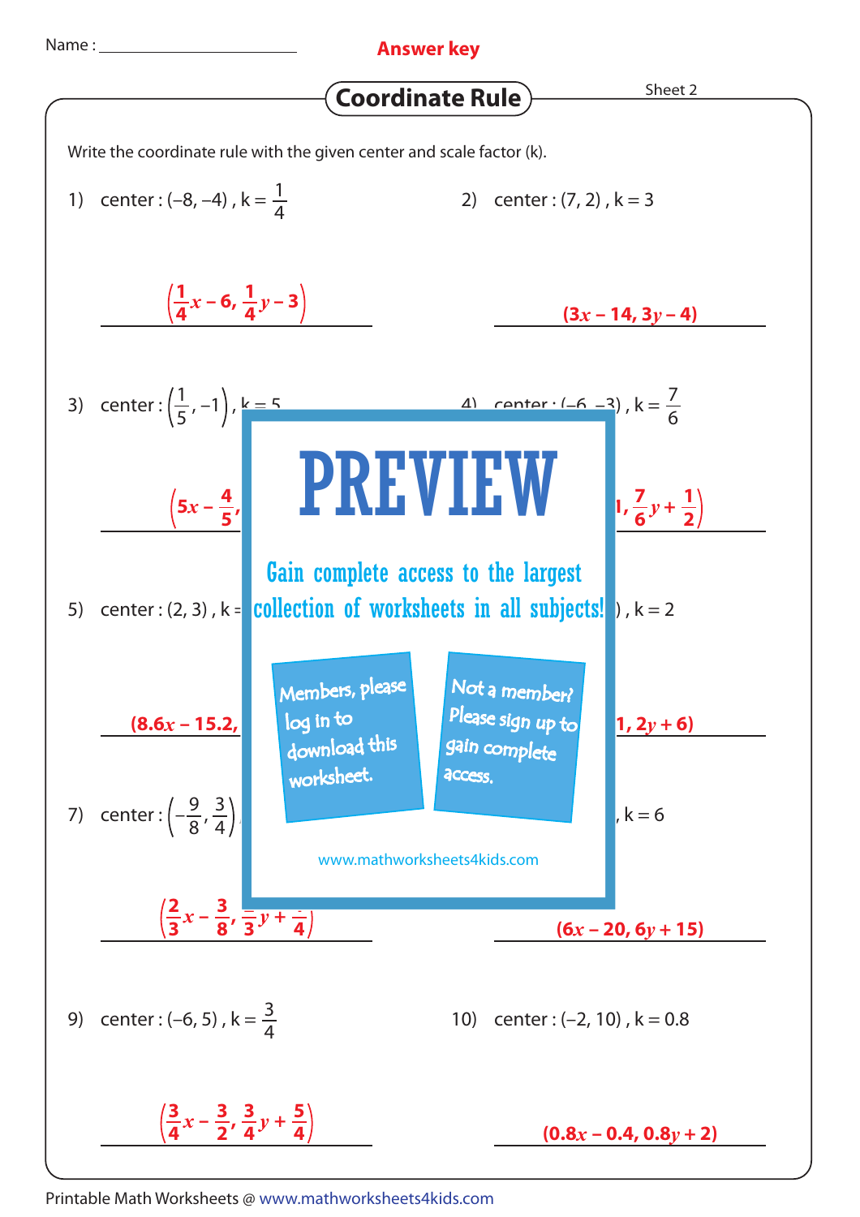Name : ______________________

**Answer key**

# Coordinate Rule

Sheet 2

Write the coordinate rule with the given center and scale factor (k).

1) center : (–8, –4) , k = $\frac{1}{4}$

$\left(\frac{1}{4}x - 6, \frac{1}{4}y - 3\right)$

2) center : (7, 2) , k = 3

$(3x - 14, 3y - 4)$

3) center : $\left(\frac{1}{5}, -1\right)$ , k = 5

$\left(5x - \frac{4}{5},\right.$

4) center : (–6, –3) , k = $\frac{7}{6}$

$\left.1, \frac{7}{6}y + \frac{1}{2}\right)$

PREVIEW

Gain complete access to the largest collection of worksheets in all subjects!

Members, please log in to download this worksheet.

Not a member? Please sign up to gain complete access.

www.mathworksheets4kids.com

5) center : (2, 3) , k =

$(8.6x - 15.2,$

6) ) , k = 2

$1, 2y + 6)$

7) center : $\left(-\frac{9}{8}, \frac{3}{4}\right)$

$\left(\frac{2}{3}x - \frac{3}{8}, \frac{2}{3}y + \frac{}{4}\right)$

8) , k = 6

$(6x - 20, 6y + 15)$

9) center : (–6, 5) , k = $\frac{3}{4}$

$\left(\frac{3}{4}x - \frac{3}{2}, \frac{3}{4}y + \frac{5}{4}\right)$

10) center : (–2, 10) , k = 0.8

$(0.8x - 0.4, 0.8y + 2)$

Printable Math Worksheets @ www.mathworksheets4kids.com